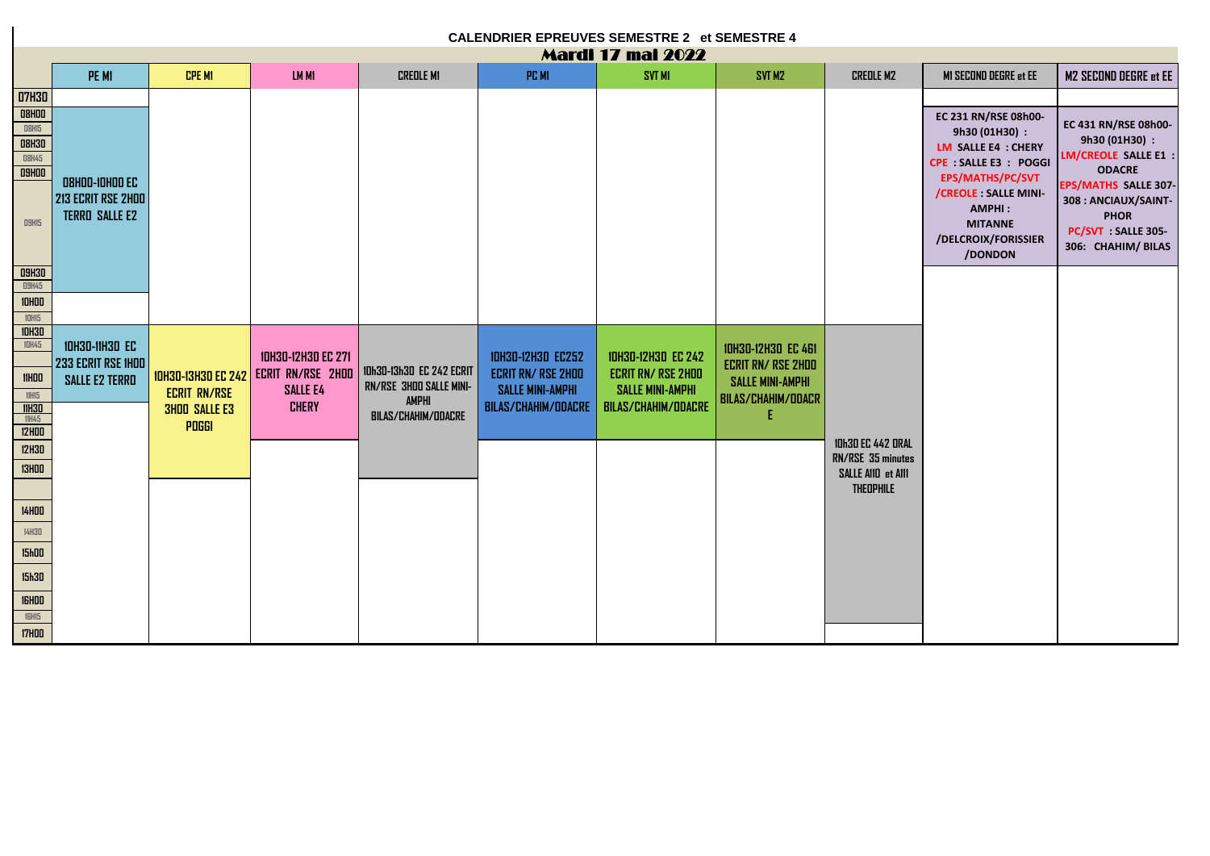# CALENDRIER EPREUVES SEMESTRE 2 et SEMESTRE 4

## Mardi 17 mai 2022

| | PE M1 | CPE M1 | LM M1 | CREOLE M1 | PC M1 | SVT M1 | SVT M2 | CREOLE M2 | M1 SECOND DEGRE et EE | M2 SECOND DEGRE et EE |
|---|---|---|---|---|---|---|---|---|---|---|
| 07H30 | | | | | | | | | | |
| 08H00 | 08H00-10H00 EC 213 ECRIT RSE 2H00 TERRO SALLE E2 | | | | | | | | EC 231 RN/RSE 08h00-9h30 (01H30) : LM SALLE E4 : CHERY CPE : SALLE E3 : POGGI EPS/MATHS/PC/SVT /CREOLE : SALLE MINI-AMPHI : MITANNE /DELCROIX/FORISSIER /DONDON | EC 431 RN/RSE 08h00-9h30 (01H30) : LM/CREOLE SALLE E1 : ODACRE EPS/MATHS SALLE 307-308 : ANCIAUX/SAINT-PHOR PC/SVT : SALLE 305-306: CHAHIM/ BILAS |
| 08H15 | | | | | | | | | | |
| 08H30 | | | | | | | | | | |
| 08H45 | | | | | | | | | | |
| 09H00 | | | | | | | | | | |
| 09H15 | | | | | | | | | | |
| 09H30 | | | | | | | | | | |
| 09H45 | | | | | | | | | | |
| 10H00 | | | | | | | | | | |
| 10H15 | | | | | | | | | | |
| 10H30 | 10H30-11H30 EC 233 ECRIT RSE 1H00 SALLE E2 TERRO | 10H30-13H30 EC 242 ECRIT RN/RSE 3H00 SALLE E3 POGGI | 10H30-12H30 EC 271 ECRIT RN/RSE 2H00 SALLE E4 CHERY | 10h30-13h30 EC 242 ECRIT RN/RSE 3H00 SALLE MINI-AMPHI BILAS/CHAHIM/ODACRE | 10H30-12H30 EC252 ECRIT RN/ RSE 2H00 SALLE MINI-AMPHI BILAS/CHAHIM/ODACRE | 10H30-12H30 EC 242 ECRIT RN/ RSE 2H00 SALLE MINI-AMPHI BILAS/CHAHIM/ODACRE | 10H30-12H30 EC 461 ECRIT RN/ RSE 2H00 SALLE MINI-AMPHI BILAS/CHAHIM/ODACRE | 10h30 EC 442 ORAL RN/RSE 35 minutes SALLE A110 et A111 THEOPHILE | | |
| 10H45 | | | | | | | | | | |
| 11H00 | | | | | | | | | | |
| 11H15 | | | | | | | | | | |
| 11H30 | | | | | | | | | | |
| 11H45 | | | | | | | | | | |
| 12H00 | | | | | | | | | | |
| 12H30 | | | | | | | | | | |
| 13H00 | | | | | | | | | | |
| | | | | | | | | | | |
| 14H00 | | | | | | | | | | |
| 14H30 | | | | | | | | | | |
| 15h00 | | | | | | | | | | |
| 15h30 | | | | | | | | | | |
| 16H00 | | | | | | | | | | |
| 16H15 | | | | | | | | | | |
| 17H00 | | | | | | | | | | |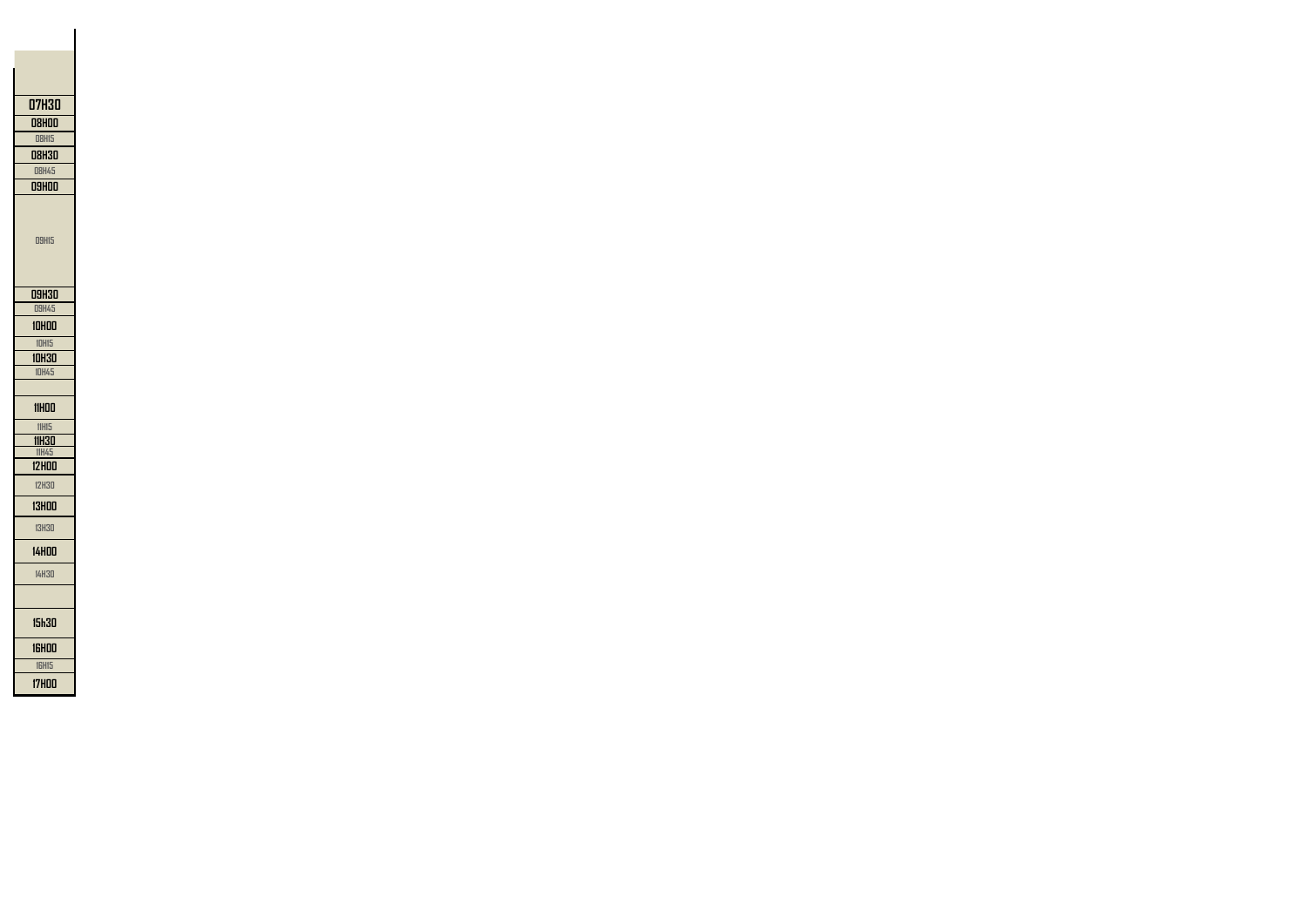| |
|---|
| 07H30 |
| 08H00 |
| 08H15 |
| 08H30 |
| 08H45 |
| 09H00 |
| 09H15 |
| 09H30 |
| 09H45 |
| 10H00 |
| 10H15 |
| 10H30 |
| 10H45 |
| |
| 11H00 |
| 11H15 |
| 11H30 |
| 11H45 |
| 12H00 |
| 12H30 |
| 13H00 |
| 13H30 |
| 14H00 |
| 14H30 |
| |
| 15h30 |
| 16H00 |
| 16H15 |
| 17H00 |